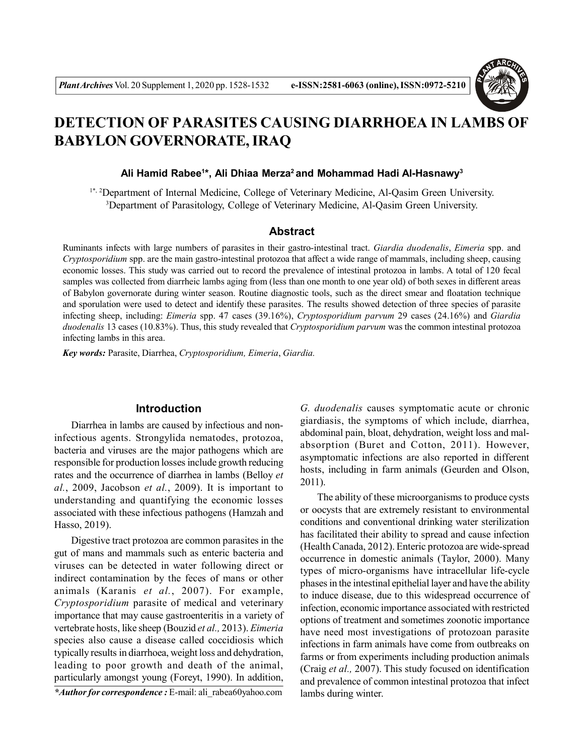# DETECTION OF PARASITES CAUSING DIARRHOEA IN LAMBS OF BABYLON GOVERNORATE, IRAQ

**Ali Hamid Rabee[1*], Ali Dhiaa Merza[2] and Mohammad Hadi Al-Hasnawy[3]**

[1*, 2]Department of Internal Medicine, College of Veterinary Medicine, Al-Qasim Green University.
[3]Department of Parasitology, College of Veterinary Medicine, Al-Qasim Green University.

## Abstract

Ruminants infects with large numbers of parasites in their gastro-intestinal tract. *Giardia duodenalis*, *Eimeria* spp. and *Cryptosporidium* spp. are the main gastro-intestinal protozoa that affect a wide range of mammals, including sheep, causing economic losses. This study was carried out to record the prevalence of intestinal protozoa in lambs. A total of 120 fecal samples was collected from diarrheic lambs aging from (less than one month to one year old) of both sexes in different areas of Babylon governorate during winter season. Routine diagnostic tools, such as the direct smear and floatation technique and sporulation were used to detect and identify these parasites. The results showed detection of three species of parasite infecting sheep, including: *Eimeria* spp. 47 cases (39.16%), *Cryptosporidium parvum* 29 cases (24.16%) and *Giardia duodenalis* 13 cases (10.83%). Thus, this study revealed that *Cryptosporidium parvum* was the common intestinal protozoa infecting lambs in this area.

***Key words:*** Parasite, Diarrhea, *Cryptosporidium, Eimeria*, *Giardia.*

## Introduction

Diarrhea in lambs are caused by infectious and non-infectious agents. Strongylida nematodes, protozoa, bacteria and viruses are the major pathogens which are responsible for production losses include growth reducing rates and the occurrence of diarrhea in lambs (Belloy *et al.*, 2009, Jacobson *et al.*, 2009). It is important to understanding and quantifying the economic losses associated with these infectious pathogens (Hamzah and Hasso, 2019).

Digestive tract protozoa are common parasites in the gut of mans and mammals such as enteric bacteria and viruses can be detected in water following direct or indirect contamination by the feces of mans or other animals (Karanis *et al.*, 2007). For example, *Cryptosporidium* parasite of medical and veterinary importance that may cause gastroenteritis in a variety of vertebrate hosts, like sheep (Bouzid *et al.,* 2013). *Eimeria* species also cause a disease called coccidiosis which typically results in diarrhoea, weight loss and dehydration, leading to poor growth and death of the animal, particularly amongst young (Foreyt, 1990). In addition, *G. duodenalis* causes symptomatic acute or chronic giardiasis, the symptoms of which include, diarrhea, abdominal pain, bloat, dehydration, weight loss and mal-absorption (Buret and Cotton, 2011). However, asymptomatic infections are also reported in different hosts, including in farm animals (Geurden and Olson, 2011).

The ability of these microorganisms to produce cysts or oocysts that are extremely resistant to environmental conditions and conventional drinking water sterilization has facilitated their ability to spread and cause infection (Health Canada, 2012). Enteric protozoa are wide-spread occurrence in domestic animals (Taylor, 2000). Many types of micro-organisms have intracellular life-cycle phases in the intestinal epithelial layer and have the ability to induce disease, due to this widespread occurrence of infection, economic importance associated with restricted options of treatment and sometimes zoonotic importance have need most investigations of protozoan parasite infections in farm animals have come from outbreaks on farms or from experiments including production animals (Craig *et al.,* 2007). This study focused on identification and prevalence of common intestinal protozoa that infect lambs during winter.

***Author for correspondence :** E-mail: ali_rabea60yahoo.com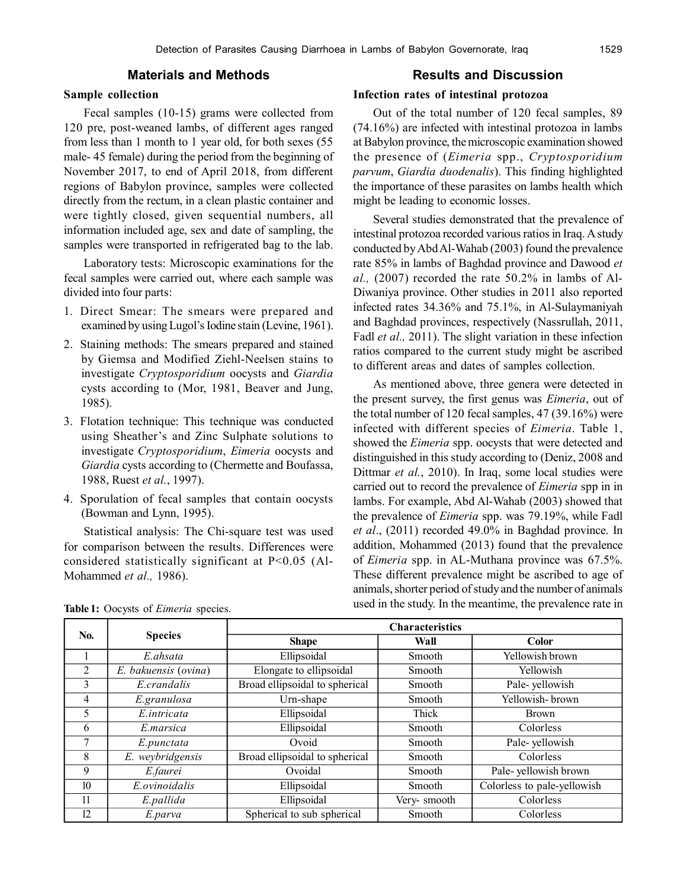## Materials and Methods

### Sample collection

Fecal samples (10-15) grams were collected from 120 pre, post-weaned lambs, of different ages ranged from less than 1 month to 1 year old, for both sexes (55 male- 45 female) during the period from the beginning of November 2017, to end of April 2018, from different regions of Babylon province, samples were collected directly from the rectum, in a clean plastic container and were tightly closed, given sequential numbers, all information included age, sex and date of sampling, the samples were transported in refrigerated bag to the lab.

Laboratory tests: Microscopic examinations for the fecal samples were carried out, where each sample was divided into four parts:

1. Direct Smear: The smears were prepared and examined by using Lugol's Iodine stain (Levine, 1961).
2. Staining methods: The smears prepared and stained by Giemsa and Modified Ziehl-Neelsen stains to investigate *Cryptosporidium* oocysts and *Giardia* cysts according to (Mor, 1981, Beaver and Jung, 1985).
3. Flotation technique: This technique was conducted using Sheather's and Zinc Sulphate solutions to investigate *Cryptosporidium*, *Eimeria* oocysts and *Giardia* cysts according to (Chermette and Boufassa, 1988, Ruest *et al.*, 1997).
4. Sporulation of fecal samples that contain oocysts (Bowman and Lynn, 1995).

Statistical analysis: The Chi-square test was used for comparison between the results. Differences were considered statistically significant at $P<0.05$ (Al-Mohammed *et al.,* 1986).

## Results and Discussion

### Infection rates of intestinal protozoa

Out of the total number of 120 fecal samples, 89 (74.16%) are infected with intestinal protozoa in lambs at Babylon province, the microscopic examination showed the presence of (*Eimeria* spp., *Cryptosporidium parvum*, *Giardia duodenalis*). This finding highlighted the importance of these parasites on lambs health which might be leading to economic losses.

Several studies demonstrated that the prevalence of intestinal protozoa recorded various ratios in Iraq. A study conducted by Abd Al-Wahab (2003) found the prevalence rate 85% in lambs of Baghdad province and Dawood *et al.,* (2007) recorded the rate 50.2% in lambs of Al-Diwaniya province. Other studies in 2011 also reported infected rates 34.36% and 75.1%, in Al-Sulaymaniyah and Baghdad provinces, respectively (Nassrullah, 2011, Fadl *et al.,* 2011). The slight variation in these infection ratios compared to the current study might be ascribed to different areas and dates of samples collection.

As mentioned above, three genera were detected in the present survey, the first genus was *Eimeria*, out of the total number of 120 fecal samples, 47 (39.16%) were infected with different species of *Eimeria*. Table 1, showed the *Eimeria* spp. oocysts that were detected and distinguished in this study according to (Deniz, 2008 and Dittmar *et al.*, 2010). In Iraq, some local studies were carried out to record the prevalence of *Eimeria* spp in in lambs. For example, Abd Al-Wahab (2003) showed that the prevalence of *Eimeria* spp. was 79.19%, while Fadl *et al*., (2011) recorded 49.0% in Baghdad province. In addition, Mohammed (2013) found that the prevalence of *Eimeria* spp. in AL-Muthana province was 67.5%. These different prevalence might be ascribed to age of animals, shorter period of study and the number of animals used in the study. In the meantime, the prevalence rate in

**Table 1:** Oocysts of *Eimeria* species.

| No. | Species | Characteristics | | |
|---|---|---|---|---|
| | | Shape | Wall | Color |
| 1 | *E.ahsata* | Ellipsoidal | Smooth | Yellowish brown |
| 2 | *E. bakuensis* (*ovina*) | Elongate to ellipsoidal | Smooth | Yellowish |
| 3 | *E.crandalis* | Broad ellipsoidal to spherical | Smooth | Pale- yellowish |
| 4 | *E.granulosa* | Urn-shape | Smooth | Yellowish- brown |
| 5 | *E.intricata* | Ellipsoidal | Thick | Brown |
| 6 | *E.marsica* | Ellipsoidal | Smooth | Colorless |
| 7 | *E.punctata* | Ovoid | Smooth | Pale- yellowish |
| 8 | *E. weybridgensis* | Broad ellipsoidal to spherical | Smooth | Colorless |
| 9 | *E.faurei* | Ovoidal | Smooth | Pale- yellowish brown |
| 10 | *E.ovinoidalis* | Ellipsoidal | Smooth | Colorless to pale-yellowish |
| 11 | *E.pallida* | Ellipsoidal | Very- smooth | Colorless |
| 12 | *E.parva* | Spherical to sub spherical | Smooth | Colorless |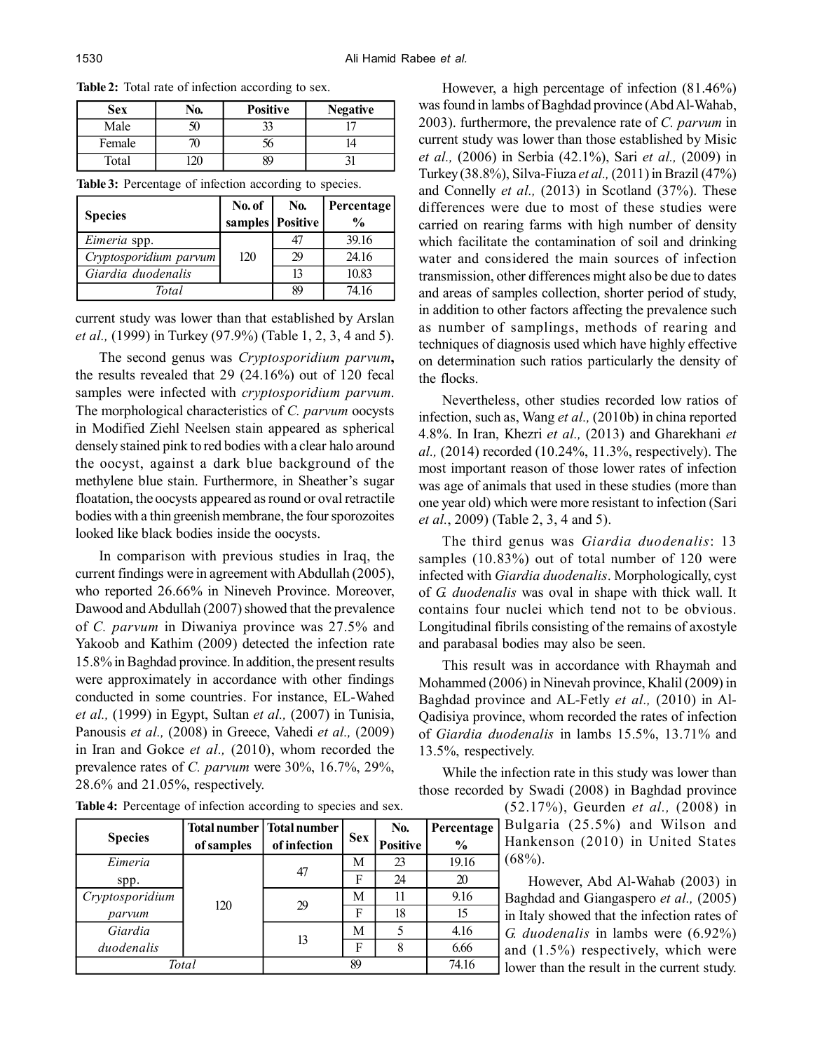**Table 2:** Total rate of infection according to sex.

| Sex | No. | Positive | Negative |
|---|---|---|---|
| Male | 50 | 33 | 17 |
| Female | 70 | 56 | 14 |
| Total | 120 | 89 | 31 |

**Table 3:** Percentage of infection according to species.

| Species | No. of samples | No. Positive | Percentage % |
|---|---|---|---|
| *Eimeria* spp. | 120 | 47 | 39.16 |
| *Cryptosporidium parvum* | | 29 | 24.16 |
| *Giardia duodenalis* | | 13 | 10.83 |
| *Total* | | 89 | 74.16 |

current study was lower than that established by Arslan *et al.,* (1999) in Turkey (97.9%) (Table 1, 2, 3, 4 and 5).

The second genus was *Cryptosporidium parvum***,** the results revealed that 29 (24.16%) out of 120 fecal samples were infected with *cryptosporidium parvum*. The morphological characteristics of *C. parvum* oocysts in Modified Ziehl Neelsen stain appeared as spherical densely stained pink to red bodies with a clear halo around the oocyst, against a dark blue background of the methylene blue stain. Furthermore, in Sheather's sugar floatation, the oocysts appeared as round or oval retractile bodies with a thin greenish membrane, the four sporozoites looked like black bodies inside the oocysts.

In comparison with previous studies in Iraq, the current findings were in agreement with Abdullah (2005), who reported 26.66% in Nineveh Province. Moreover, Dawood and Abdullah (2007) showed that the prevalence of *C. parvum* in Diwaniya province was 27.5% and Yakoob and Kathim (2009) detected the infection rate 15.8% in Baghdad province. In addition, the present results were approximately in accordance with other findings conducted in some countries. For instance, EL-Wahed *et al.,* (1999) in Egypt, Sultan *et al.,* (2007) in Tunisia, Panousis *et al.,* (2008) in Greece, Vahedi *et al.,* (2009) in Iran and Gokce *et al.,* (2010), whom recorded the prevalence rates of *C. parvum* were 30%, 16.7%, 29%, 28.6% and 21.05%, respectively.

**Table 4:** Percentage of infection according to species and sex.

| Species | Total number of samples | Total number of infection | Sex | No. Positive | Percentage % |
|---|---|---|---|---|---|
| *Eimeria* spp. | 120 | 47 | M | 23 | 19.16 |
| | | | F | 24 | 20 |
| *Cryptosporidium parvum* | | 29 | M | 11 | 9.16 |
| | | | F | 18 | 15 |
| *Giardia duodenalis* | | 13 | M | 5 | 4.16 |
| | | | F | 8 | 6.66 |
| *Total* | | 89 | | | 74.16 |

However, a high percentage of infection (81.46%) was found in lambs of Baghdad province (Abd Al-Wahab, 2003). furthermore, the prevalence rate of *C. parvum* in current study was lower than those established by Misic *et al.,* (2006) in Serbia (42.1%), Sari *et al.,* (2009) in Turkey (38.8%), Silva-Fiuza *et al.,* (2011) in Brazil (47%) and Connelly *et al.,* (2013) in Scotland (37%). These differences were due to most of these studies were carried on rearing farms with high number of density which facilitate the contamination of soil and drinking water and considered the main sources of infection transmission, other differences might also be due to dates and areas of samples collection, shorter period of study, in addition to other factors affecting the prevalence such as number of samplings, methods of rearing and techniques of diagnosis used which have highly effective on determination such ratios particularly the density of the flocks.

Nevertheless, other studies recorded low ratios of infection, such as, Wang *et al.,* (2010b) in china reported 4.8%. In Iran, Khezri *et al.,* (2013) and Gharekhani *et al.,* (2014) recorded (10.24%, 11.3%, respectively). The most important reason of those lower rates of infection was age of animals that used in these studies (more than one year old) which were more resistant to infection (Sari *et al.*, 2009) (Table 2, 3, 4 and 5).

The third genus was *Giardia duodenalis*: 13 samples (10.83%) out of total number of 120 were infected with *Giardia duodenalis*. Morphologically, cyst of *G. duodenalis* was oval in shape with thick wall. It contains four nuclei which tend not to be obvious. Longitudinal fibrils consisting of the remains of axostyle and parabasal bodies may also be seen.

This result was in accordance with Rhaymah and Mohammed (2006) in Ninevah province, Khalil (2009) in Baghdad province and AL-Fetly *et al.,* (2010) in Al-Qadisiya province, whom recorded the rates of infection of *Giardia duodenalis* in lambs 15.5%, 13.71% and 13.5%, respectively.

While the infection rate in this study was lower than those recorded by Swadi (2008) in Baghdad province (52.17%), Geurden *et al.,* (2008) in Bulgaria (25.5%) and Wilson and Hankenson (2010) in United States (68%).

However, Abd Al-Wahab (2003) in Baghdad and Giangaspero *et al.,* (2005) in Italy showed that the infection rates of *G. duodenalis* in lambs were (6.92%) and (1.5%) respectively, which were lower than the result in the current study.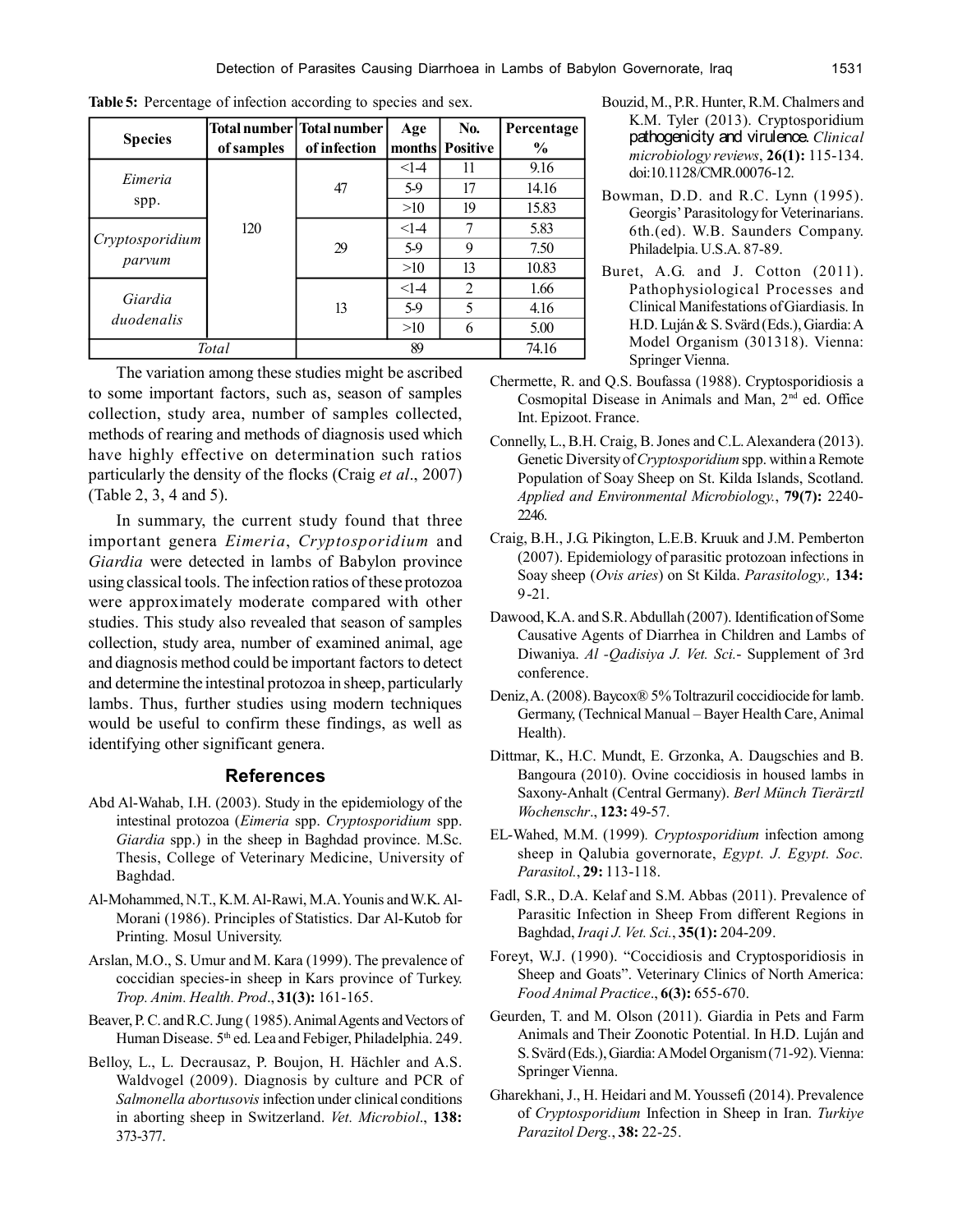**Table 5:** Percentage of infection according to species and sex.

| Species | Total number of samples | Total number of infection | Age months | No. Positive | Percentage % |
|---|---|---|---|---|---|
| *Eimeria* spp. | 120 | 47 | <1-4 | 11 | 9.16 |
| | | | 5-9 | 17 | 14.16 |
| | | | >10 | 19 | 15.83 |
| *Cryptosporidium parvum* | | 29 | <1-4 | 7 | 5.83 |
| | | | 5-9 | 9 | 7.50 |
| | | | >10 | 13 | 10.83 |
| *Giardia duodenalis* | | 13 | <1-4 | 2 | 1.66 |
| | | | 5-9 | 5 | 4.16 |
| | | | >10 | 6 | 5.00 |
| *Total* | | 89 | | | 74.16 |

The variation among these studies might be ascribed to some important factors, such as, season of samples collection, study area, number of samples collected, methods of rearing and methods of diagnosis used which have highly effective on determination such ratios particularly the density of the flocks (Craig *et al*., 2007) (Table 2, 3, 4 and 5).

In summary, the current study found that three important genera *Eimeria*, *Cryptosporidium* and *Giardia* were detected in lambs of Babylon province using classical tools. The infection ratios of these protozoa were approximately moderate compared with other studies. This study also revealed that season of samples collection, study area, number of examined animal, age and diagnosis method could be important factors to detect and determine the intestinal protozoa in sheep, particularly lambs. Thus, further studies using modern techniques would be useful to confirm these findings, as well as identifying other significant genera.

## References

Abd Al-Wahab, I.H. (2003). Study in the epidemiology of the intestinal protozoa (*Eimeria* spp. *Cryptosporidium* spp. *Giardia* spp.) in the sheep in Baghdad province. M.Sc. Thesis, College of Veterinary Medicine, University of Baghdad.

Al-Mohammed, N.T., K.M. Al-Rawi, M.A. Younis and W.K. Al-Morani (1986). Principles of Statistics. Dar Al-Kutob for Printing. Mosul University.

Arslan, M.O., S. Umur and M. Kara (1999). The prevalence of coccidian species-in sheep in Kars province of Turkey. *Trop. Anim. Health. Prod*., **31(3):** 161-165.

Beaver, P. C. and R.C. Jung ( 1985). Animal Agents and Vectors of Human Disease. 5th ed. Lea and Febiger, Philadelphia. 249.

Belloy, L., L. Decrausaz, P. Boujon, H. Hächler and A.S. Waldvogel (2009). Diagnosis by culture and PCR of *Salmonella abortusovis* infection under clinical conditions in aborting sheep in Switzerland. *Vet. Microbiol*., **138:** 373-377.

Bouzid, M., P.R. Hunter, R.M. Chalmers and K.M. Tyler (2013). Cryptosporidium pathogenicity and virulence. *Clinical microbiology reviews*, **26(1):** 115-134. doi:10.1128/CMR.00076-12.

Bowman, D.D. and R.C. Lynn (1995). Georgis' Parasitology for Veterinarians. 6th.(ed). W.B. Saunders Company. Philadelphia. U.S.A. 87-89.

Buret, A.G. and J. Cotton (2011). Pathophysiological Processes and Clinical Manifestations of Giardiasis. In H.D. Luján & S. Svärd (Eds.), Giardia: A Model Organism (301318). Vienna: Springer Vienna.

Chermette, R. and Q.S. Boufassa (1988). Cryptosporidiosis a Cosmopital Disease in Animals and Man, 2nd ed. Office Int. Epizoot. France.

Connelly, L., B.H. Craig, B. Jones and C.L. Alexandera (2013). Genetic Diversity of *Cryptosporidium* spp. within a Remote Population of Soay Sheep on St. Kilda Islands, Scotland. *Applied and Environmental Microbiology.*, **79(7):** 2240-2246.

Craig, B.H., J.G. Pikington, L.E.B. Kruuk and J.M. Pemberton (2007). Epidemiology of parasitic protozoan infections in Soay sheep (*Ovis aries*) on St Kilda. *Parasitology.,* **134:** 9-21.

Dawood, K.A. and S.R. Abdullah (2007). Identification of Some Causative Agents of Diarrhea in Children and Lambs of Diwaniya. *Al -Qadisiya J. Vet. Sci.*- Supplement of 3rd conference.

Deniz, A. (2008). Baycox® 5% Toltrazuril coccidiocide for lamb. Germany, (Technical Manual – Bayer Health Care, Animal Health).

Dittmar, K., H.C. Mundt, E. Grzonka, A. Daugschies and B. Bangoura (2010). Ovine coccidiosis in housed lambs in Saxony-Anhalt (Central Germany). *Berl Münch Tierärztl Wochenschr*., **123:** 49-57.

EL-Wahed, M.M. (1999). *Cryptosporidium* infection among sheep in Qalubia governorate, *Egypt. J. Egypt. Soc. Parasitol.*, **29:** 113-118.

Fadl, S.R., D.A. Kelaf and S.M. Abbas (2011). Prevalence of Parasitic Infection in Sheep From different Regions in Baghdad, *Iraqi J. Vet. Sci.*, **35(1):** 204-209.

Foreyt, W.J. (1990). "Coccidiosis and Cryptosporidiosis in Sheep and Goats". Veterinary Clinics of North America: *Food Animal Practice*., **6(3):** 655-670.

Geurden, T. and M. Olson (2011). Giardia in Pets and Farm Animals and Their Zoonotic Potential. In H.D. Luján and S. Svärd (Eds.), Giardia: A Model Organism (71-92). Vienna: Springer Vienna.

Gharekhani, J., H. Heidari and M. Youssefi (2014). Prevalence of *Cryptosporidium* Infection in Sheep in Iran. *Turkiye Parazitol Derg.*, **38:** 22-25.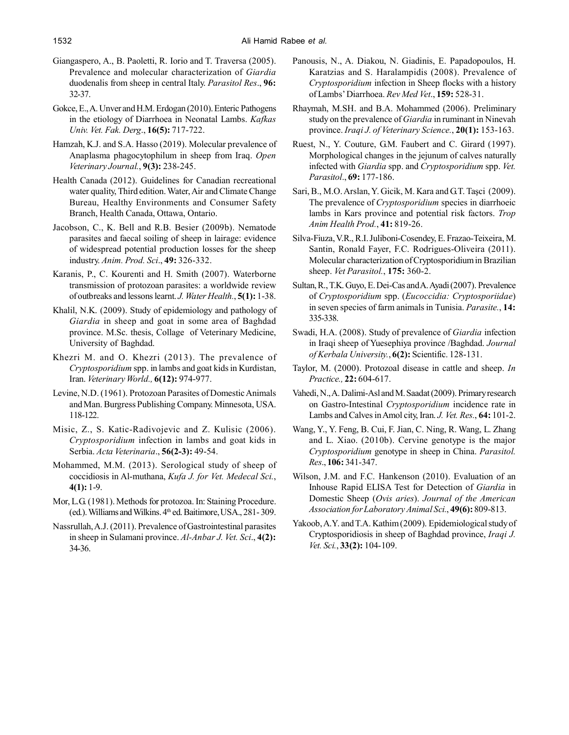Giangaspero, A., B. Paoletti, R. Iorio and T. Traversa (2005). Prevalence and molecular characterization of *Giardia* duodenalis from sheep in central Italy. *Parasitol Res*., **96:** 32-37.

Gokce, E., A. Unver and H.M. Erdogan (2010). Enteric Pathogens in the etiology of Diarrhoea in Neonatal Lambs. *Kafkas Univ. Vet. Fak. Derg*., **16(5):** 717-722.

Hamzah, K.J. and S.A. Hasso (2019). Molecular prevalence of Anaplasma phagocytophilum in sheep from Iraq. *Open Veterinary Journal.*, **9(3):** 238-245.

Health Canada (2012). Guidelines for Canadian recreational water quality, Third edition. Water, Air and Climate Change Bureau, Healthy Environments and Consumer Safety Branch, Health Canada, Ottawa, Ontario.

Jacobson, C., K. Bell and R.B. Besier (2009b). Nematode parasites and faecal soiling of sheep in lairage: evidence of widespread potential production losses for the sheep industry. *Anim. Prod. Sci*., **49:** 326-332.

Karanis, P., C. Kourenti and H. Smith (2007). Waterborne transmission of protozoan parasites: a worldwide review of outbreaks and lessons learnt. *J. Water Health.*, **5(1):** 1-38.

Khalil, N.K. (2009). Study of epidemiology and pathology of *Giardia* in sheep and goat in some area of Baghdad province. M.Sc. thesis, Collage of Veterinary Medicine, University of Baghdad.

Khezri M. and O. Khezri (2013). The prevalence of *Cryptosporidium* spp. in lambs and goat kids in Kurdistan, Iran. *Veterinary World.,* **6(12):** 974-977.

Levine, N.D. (1961). Protozoan Parasites of Domestic Animals and Man. Burgress Publishing Company. Minnesota, USA. 118-122.

Misic, Z., S. Katic-Radivojevic and Z. Kulisic (2006). *Cryptosporidium* infection in lambs and goat kids in Serbia. *Acta Veterinaria*., **56(2-3):** 49-54.

Mohammed, M.M. (2013). Serological study of sheep of coccidiosis in Al-muthana, *Kufa J. for Vet. Medecal Sci.*, **4(1):** 1-9.

Mor, L.G. (1981). Methods for protozoa. In: Staining Procedure. (ed.). Williams and Wilkins. 4th ed. Baitimore, USA., 281- 309.

Nassrullah, A.J. (2011). Prevalence of Gastrointestinal parasites in sheep in Sulamani province. *Al-Anbar J. Vet. Sci*., **4(2):** 34-36.

Panousis, N., A. Diakou, N. Giadinis, E. Papadopoulos, H. Karatzias and S. Haralampidis (2008). Prevalence of *Cryptosporidium* infection in Sheep flocks with a history of Lambs' Diarrhoea. *Rev Med Vet*., **159:** 528-31.

Rhaymah, M.SH. and B.A. Mohammed (2006). Preliminary study on the prevalence of *Giardia* in ruminant in Ninevah province. *Iraqi J. of Veterinary Science.*, **20(1):** 153-163.

Ruest, N., Y. Couture, G.M. Faubert and C. Girard (1997). Morphological changes in the jejunum of calves naturally infected with *Giardia* spp. and *Cryptosporidium* spp. *Vet. Parasitol*., **69:** 177-186.

Sari, B., M.O. Arslan, Y. Gicik, M. Kara and G.T. Taşci (2009). The prevalence of *Cryptosporidium* species in diarrhoeic lambs in Kars province and potential risk factors. *Trop Anim Health Prod.*, **41:** 819-26.

Silva-Fiuza, V.R., R.I. Juliboni-Cosendey, E. Frazao-Teixeira, M. Santin, Ronald Fayer, F.C. Rodrigues-Oliveira (2011). Molecular characterization of Cryptosporidium in Brazilian sheep. *Vet Parasitol.*, **175:** 360-2.

Sultan, R., T.K. Guyo, E. Dei-Cas and A. Ayadi (2007). Prevalence of *Cryptosporidium* spp. (*Eucoccidia: Cryptosporiidae*) in seven species of farm animals in Tunisia. *Parasite.*, **14:** 335-338.

Swadi, H.A. (2008). Study of prevalence of *Giardia* infection in Iraqi sheep of Yuesephiya province /Baghdad. *Journal of Kerbala University.*, **6(2):** Scientific. 128-131.

Taylor, M. (2000). Protozoal disease in cattle and sheep. *In Practice.,* **22:** 604-617.

Vahedi, N., A. Dalimi-Asl and M. Saadat (2009). Primary research on Gastro-Intestinal *Cryptosporidium* incidence rate in Lambs and Calves in Amol city, Iran. *J. Vet. Res*., **64:** 101-2.

Wang, Y., Y. Feng, B. Cui, F. Jian, C. Ning, R. Wang, L. Zhang and L. Xiao. (2010b). Cervine genotype is the major *Cryptosporidium* genotype in sheep in China. *Parasitol. Res*., **106:** 341-347.

Wilson, J.M. and F.C. Hankenson (2010). Evaluation of an Inhouse Rapid ELISA Test for Detection of *Giardia* in Domestic Sheep (*Ovis aries*). *Journal of the American Association for Laboratory Animal Sci*., **49(6):** 809-813.

Yakoob, A.Y. and T.A. Kathim (2009). Epidemiological study of Cryptosporidiosis in sheep of Baghdad province, *Iraqi J. Vet. Sci.*, **33(2):** 104-109.